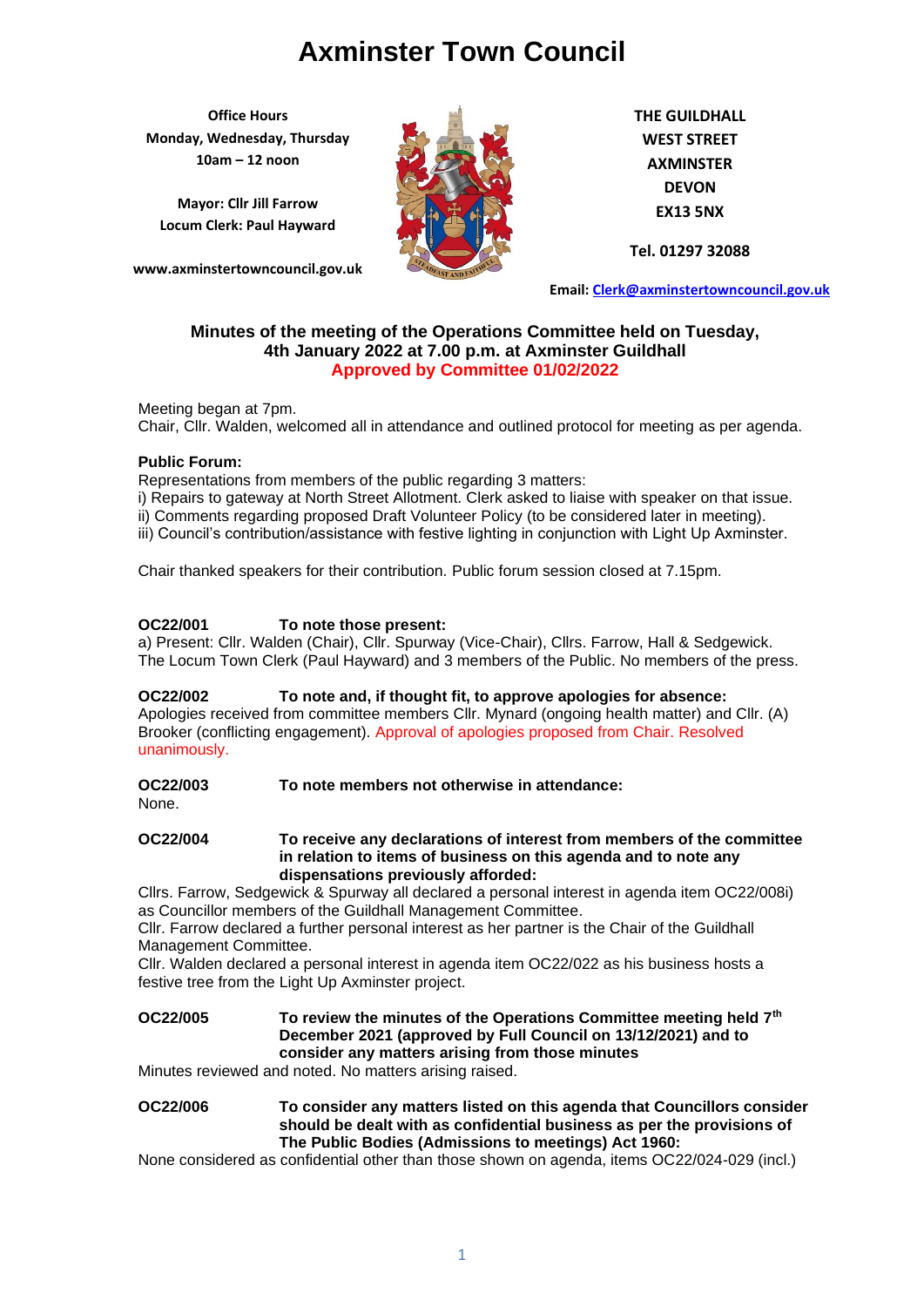# Axminster Town Council

**Office Hours**
**Monday, Wednesday, Thursday**
**10am – 12 noon**

**Mayor: Cllr Jill Farrow**
**Locum Clerk: Paul Hayward**

**www.axminstertowncouncil.gov.uk**

**THE GUILDHALL**
**WEST STREET**
**AXMINSTER**
**DEVON**
**EX13 5NX**

**Tel. 01297 32088**

**Email: Clerk@axminstertowncouncil.gov.uk**

## Minutes of the meeting of the Operations Committee held on Tuesday, 4th January 2022 at 7.00 p.m. at Axminster Guildhall

**Approved by Committee 01/02/2022**

Meeting began at 7pm.
Chair, Cllr. Walden, welcomed all in attendance and outlined protocol for meeting as per agenda.

**Public Forum:**

Representations from members of the public regarding 3 matters:

i) Repairs to gateway at North Street Allotment. Clerk asked to liaise with speaker on that issue.
ii) Comments regarding proposed Draft Volunteer Policy (to be considered later in meeting).
iii) Council's contribution/assistance with festive lighting in conjunction with Light Up Axminster.

Chair thanked speakers for their contribution. Public forum session closed at 7.15pm.

**OC22/001 To note those present:**

a) Present: Cllr. Walden (Chair), Cllr. Spurway (Vice-Chair), Cllrs. Farrow, Hall & Sedgewick. The Locum Town Clerk (Paul Hayward) and 3 members of the Public. No members of the press.

**OC22/002 To note and, if thought fit, to approve apologies for absence:**

Apologies received from committee members Cllr. Mynard (ongoing health matter) and Cllr. (A) Brooker (conflicting engagement). Approval of apologies proposed from Chair. Resolved unanimously.

**OC22/003 To note members not otherwise in attendance:**

None.

**OC22/004 To receive any declarations of interest from members of the committee in relation to items of business on this agenda and to note any dispensations previously afforded:**

Cllrs. Farrow, Sedgewick & Spurway all declared a personal interest in agenda item OC22/008i) as Councillor members of the Guildhall Management Committee.
Cllr. Farrow declared a further personal interest as her partner is the Chair of the Guildhall Management Committee.
Cllr. Walden declared a personal interest in agenda item OC22/022 as his business hosts a festive tree from the Light Up Axminster project.

**OC22/005 To review the minutes of the Operations Committee meeting held 7th December 2021 (approved by Full Council on 13/12/2021) and to consider any matters arising from those minutes**

Minutes reviewed and noted. No matters arising raised.

**OC22/006 To consider any matters listed on this agenda that Councillors consider should be dealt with as confidential business as per the provisions of The Public Bodies (Admissions to meetings) Act 1960:**

None considered as confidential other than those shown on agenda, items OC22/024-029 (incl.)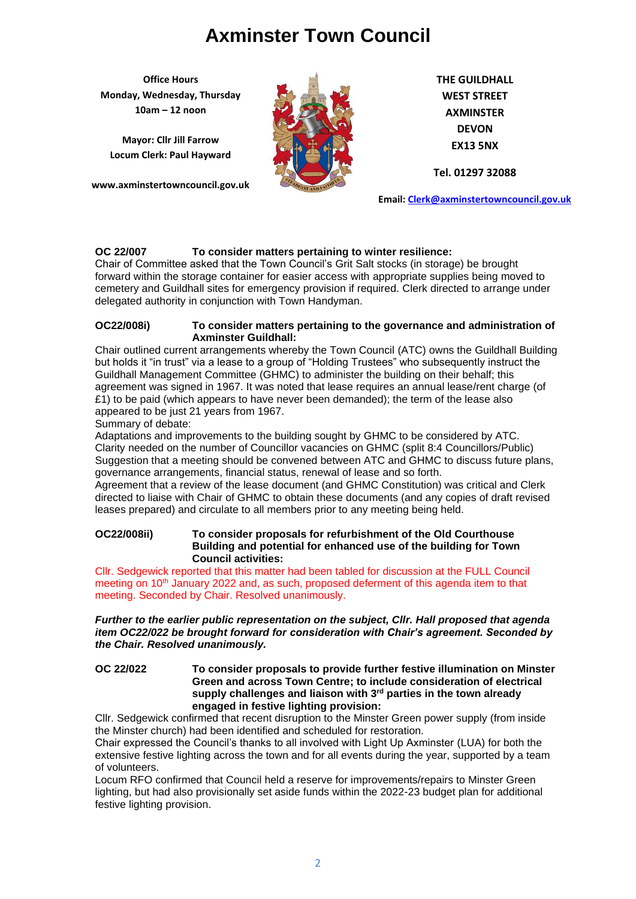# Axminster Town Council

**Office Hours**
**Monday, Wednesday, Thursday**
**10am – 12 noon**

**Mayor: Cllr Jill Farrow**
**Locum Clerk: Paul Hayward**

**www.axminstertowncouncil.gov.uk**

**THE GUILDHALL**
**WEST STREET**
**AXMINSTER**
**DEVON**
**EX13 5NX**

**Tel. 01297 32088**

**Email: Clerk@axminstertowncouncil.gov.uk**

**OC 22/007 To consider matters pertaining to winter resilience:**

Chair of Committee asked that the Town Council's Grit Salt stocks (in storage) be brought forward within the storage container for easier access with appropriate supplies being moved to cemetery and Guildhall sites for emergency provision if required. Clerk directed to arrange under delegated authority in conjunction with Town Handyman.

**OC22/008i) To consider matters pertaining to the governance and administration of Axminster Guildhall:**

Chair outlined current arrangements whereby the Town Council (ATC) owns the Guildhall Building but holds it "in trust" via a lease to a group of "Holding Trustees" who subsequently instruct the Guildhall Management Committee (GHMC) to administer the building on their behalf; this agreement was signed in 1967. It was noted that lease requires an annual lease/rent charge (of £1) to be paid (which appears to have never been demanded); the term of the lease also appeared to be just 21 years from 1967.

Summary of debate:

Adaptations and improvements to the building sought by GHMC to be considered by ATC.
Clarity needed on the number of Councillor vacancies on GHMC (split 8:4 Councillors/Public)
Suggestion that a meeting should be convened between ATC and GHMC to discuss future plans, governance arrangements, financial status, renewal of lease and so forth.
Agreement that a review of the lease document (and GHMC Constitution) was critical and Clerk directed to liaise with Chair of GHMC to obtain these documents (and any copies of draft revised leases prepared) and circulate to all members prior to any meeting being held.

**OC22/008ii) To consider proposals for refurbishment of the Old Courthouse Building and potential for enhanced use of the building for Town Council activities:**

Cllr. Sedgewick reported that this matter had been tabled for discussion at the FULL Council meeting on 10th January 2022 and, as such, proposed deferment of this agenda item to that meeting. Seconded by Chair. Resolved unanimously.

***Further to the earlier public representation on the subject, Cllr. Hall proposed that agenda item OC22/022 be brought forward for consideration with Chair's agreement. Seconded by the Chair. Resolved unanimously.***

**OC 22/022 To consider proposals to provide further festive illumination on Minster Green and across Town Centre; to include consideration of electrical supply challenges and liaison with 3rd parties in the town already engaged in festive lighting provision:**

Cllr. Sedgewick confirmed that recent disruption to the Minster Green power supply (from inside the Minster church) had been identified and scheduled for restoration.
Chair expressed the Council's thanks to all involved with Light Up Axminster (LUA) for both the extensive festive lighting across the town and for all events during the year, supported by a team of volunteers.
Locum RFO confirmed that Council held a reserve for improvements/repairs to Minster Green lighting, but had also provisionally set aside funds within the 2022-23 budget plan for additional festive lighting provision.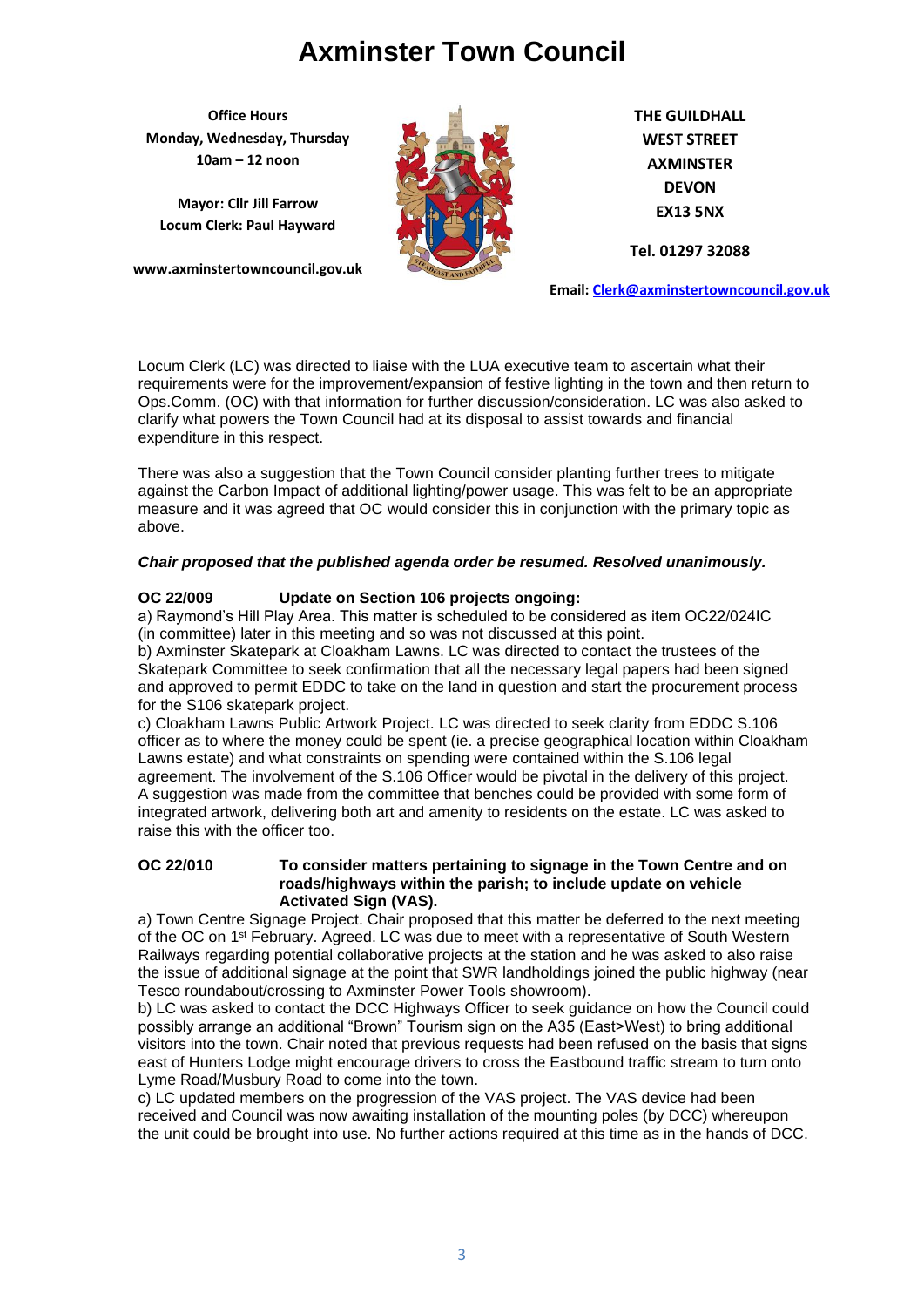Locum Clerk (LC) was directed to liaise with the LUA executive team to ascertain what their requirements were for the improvement/expansion of festive lighting in the town and then return to Ops.Comm. (OC) with that information for further discussion/consideration. LC was also asked to clarify what powers the Town Council had at its disposal to assist towards and financial expenditure in this respect.

There was also a suggestion that the Town Council consider planting further trees to mitigate against the Carbon Impact of additional lighting/power usage. This was felt to be an appropriate measure and it was agreed that OC would consider this in conjunction with the primary topic as above.

***Chair proposed that the published agenda order be resumed. Resolved unanimously.***

**OC 22/009 Update on Section 106 projects ongoing:**

a) Raymond's Hill Play Area. This matter is scheduled to be considered as item OC22/024IC (in committee) later in this meeting and so was not discussed at this point.
b) Axminster Skatepark at Cloakham Lawns. LC was directed to contact the trustees of the Skatepark Committee to seek confirmation that all the necessary legal papers had been signed and approved to permit EDDC to take on the land in question and start the procurement process for the S106 skatepark project.
c) Cloakham Lawns Public Artwork Project. LC was directed to seek clarity from EDDC S.106 officer as to where the money could be spent (ie. a precise geographical location within Cloakham Lawns estate) and what constraints on spending were contained within the S.106 legal agreement. The involvement of the S.106 Officer would be pivotal in the delivery of this project. A suggestion was made from the committee that benches could be provided with some form of integrated artwork, delivering both art and amenity to residents on the estate. LC was asked to raise this with the officer too.

**OC 22/010 To consider matters pertaining to signage in the Town Centre and on roads/highways within the parish; to include update on vehicle Activated Sign (VAS).**

a) Town Centre Signage Project. Chair proposed that this matter be deferred to the next meeting of the OC on 1st February. Agreed. LC was due to meet with a representative of South Western Railways regarding potential collaborative projects at the station and he was asked to also raise the issue of additional signage at the point that SWR landholdings joined the public highway (near Tesco roundabout/crossing to Axminster Power Tools showroom).
b) LC was asked to contact the DCC Highways Officer to seek guidance on how the Council could possibly arrange an additional "Brown" Tourism sign on the A35 (East>West) to bring additional visitors into the town. Chair noted that previous requests had been refused on the basis that signs east of Hunters Lodge might encourage drivers to cross the Eastbound traffic stream to turn onto Lyme Road/Musbury Road to come into the town.
c) LC updated members on the progression of the VAS project. The VAS device had been received and Council was now awaiting installation of the mounting poles (by DCC) whereupon the unit could be brought into use. No further actions required at this time as in the hands of DCC.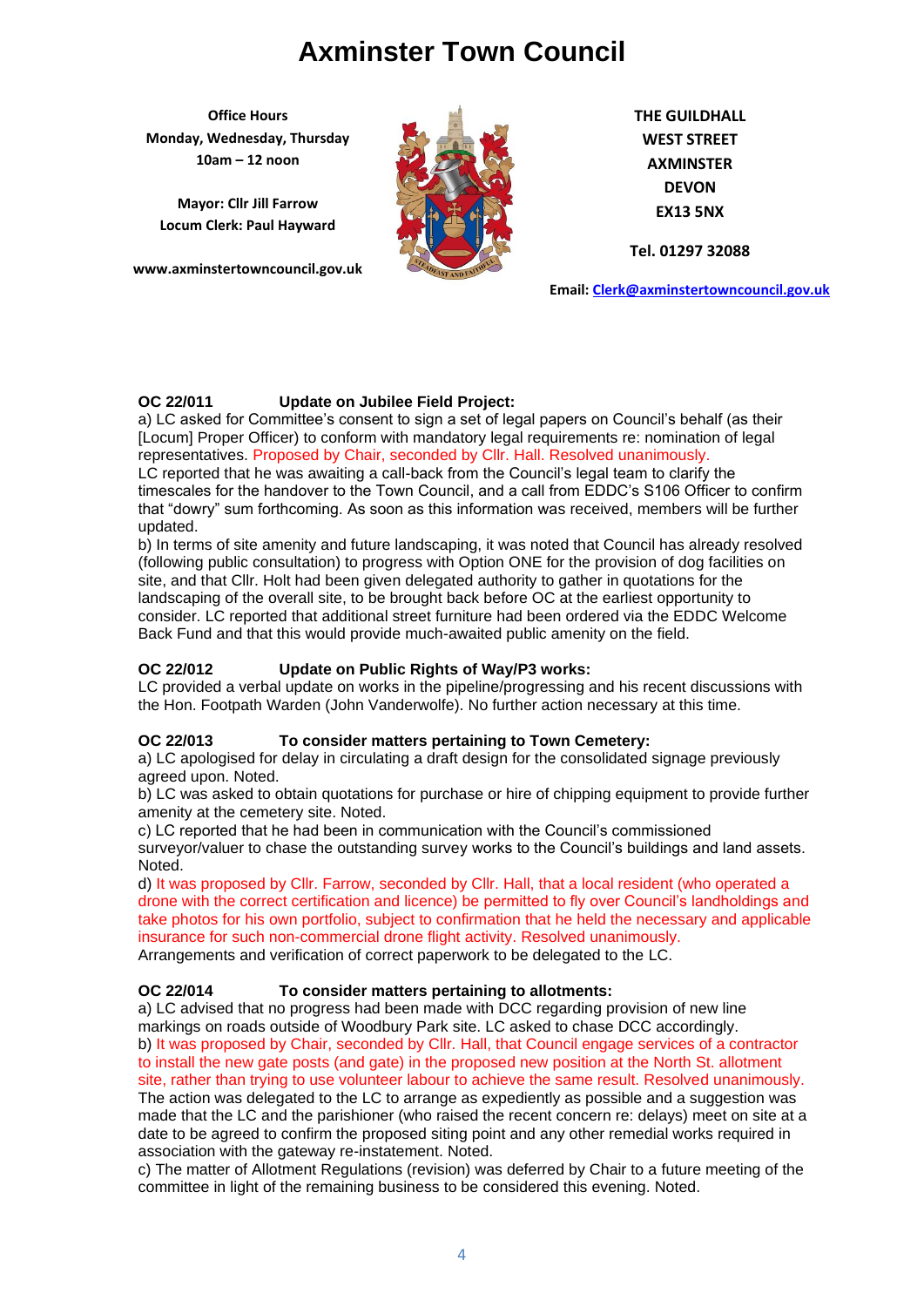# Axminster Town Council

**Office Hours**
**Monday, Wednesday, Thursday**
**10am – 12 noon**

**Mayor: Cllr Jill Farrow**
**Locum Clerk: Paul Hayward**

**www.axminstertowncouncil.gov.uk**

**THE GUILDHALL**
**WEST STREET**
**AXMINSTER**
**DEVON**
**EX13 5NX**

**Tel. 01297 32088**

**Email: Clerk@axminstertowncouncil.gov.uk**

**OC 22/011 Update on Jubilee Field Project:**

a) LC asked for Committee's consent to sign a set of legal papers on Council's behalf (as their [Locum] Proper Officer) to conform with mandatory legal requirements re: nomination of legal representatives. Proposed by Chair, seconded by Cllr. Hall. Resolved unanimously.
LC reported that he was awaiting a call-back from the Council's legal team to clarify the timescales for the handover to the Town Council, and a call from EDDC's S106 Officer to confirm that "dowry" sum forthcoming. As soon as this information was received, members will be further updated.

b) In terms of site amenity and future landscaping, it was noted that Council has already resolved (following public consultation) to progress with Option ONE for the provision of dog facilities on site, and that Cllr. Holt had been given delegated authority to gather in quotations for the landscaping of the overall site, to be brought back before OC at the earliest opportunity to consider. LC reported that additional street furniture had been ordered via the EDDC Welcome Back Fund and that this would provide much-awaited public amenity on the field.

**OC 22/012 Update on Public Rights of Way/P3 works:**

LC provided a verbal update on works in the pipeline/progressing and his recent discussions with the Hon. Footpath Warden (John Vanderwolfe). No further action necessary at this time.

**OC 22/013 To consider matters pertaining to Town Cemetery:**

a) LC apologised for delay in circulating a draft design for the consolidated signage previously agreed upon. Noted.

b) LC was asked to obtain quotations for purchase or hire of chipping equipment to provide further amenity at the cemetery site. Noted.

c) LC reported that he had been in communication with the Council's commissioned surveyor/valuer to chase the outstanding survey works to the Council's buildings and land assets. Noted.

d) It was proposed by Cllr. Farrow, seconded by Cllr. Hall, that a local resident (who operated a drone with the correct certification and licence) be permitted to fly over Council's landholdings and take photos for his own portfolio, subject to confirmation that he held the necessary and applicable insurance for such non-commercial drone flight activity. Resolved unanimously.
Arrangements and verification of correct paperwork to be delegated to the LC.

**OC 22/014 To consider matters pertaining to allotments:**

a) LC advised that no progress had been made with DCC regarding provision of new line markings on roads outside of Woodbury Park site. LC asked to chase DCC accordingly.

b) It was proposed by Chair, seconded by Cllr. Hall, that Council engage services of a contractor to install the new gate posts (and gate) in the proposed new position at the North St. allotment site, rather than trying to use volunteer labour to achieve the same result. Resolved unanimously.
The action was delegated to the LC to arrange as expediently as possible and a suggestion was made that the LC and the parishioner (who raised the recent concern re: delays) meet on site at a date to be agreed to confirm the proposed siting point and any other remedial works required in association with the gateway re-instatement. Noted.

c) The matter of Allotment Regulations (revision) was deferred by Chair to a future meeting of the committee in light of the remaining business to be considered this evening. Noted.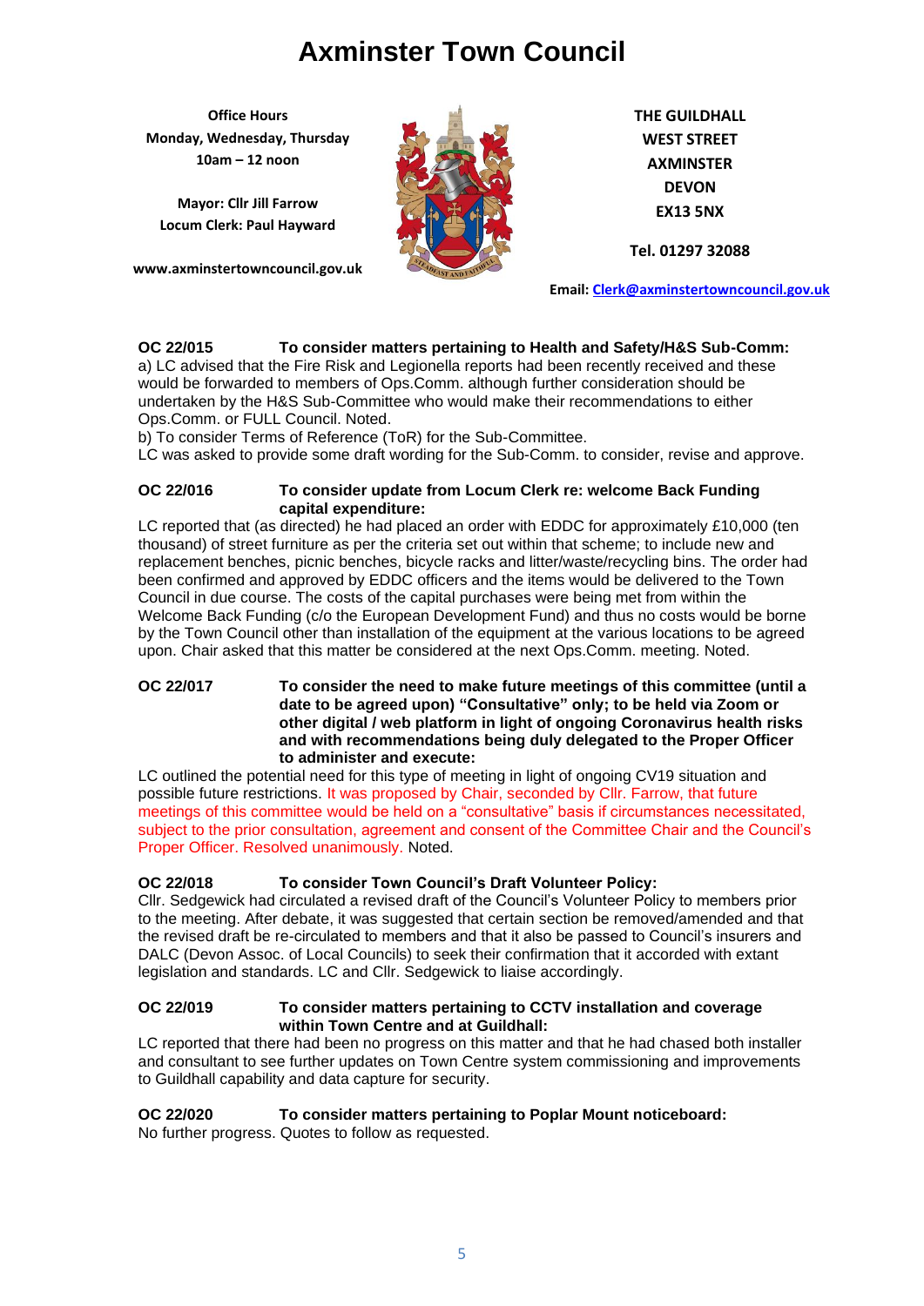# Axminster Town Council

**Office Hours**
**Monday, Wednesday, Thursday**
**10am – 12 noon**

**Mayor: Cllr Jill Farrow**
**Locum Clerk: Paul Hayward**

**www.axminstertowncouncil.gov.uk**

**THE GUILDHALL**
**WEST STREET**
**AXMINSTER**
**DEVON**
**EX13 5NX**

**Tel. 01297 32088**

**Email: Clerk@axminstertowncouncil.gov.uk**

**OC 22/015 To consider matters pertaining to Health and Safety/H&S Sub-Comm:**

a) LC advised that the Fire Risk and Legionella reports had been recently received and these would be forwarded to members of Ops.Comm. although further consideration should be undertaken by the H&S Sub-Committee who would make their recommendations to either Ops.Comm. or FULL Council. Noted.

b) To consider Terms of Reference (ToR) for the Sub-Committee.

LC was asked to provide some draft wording for the Sub-Comm. to consider, revise and approve.

**OC 22/016 To consider update from Locum Clerk re: welcome Back Funding capital expenditure:**

LC reported that (as directed) he had placed an order with EDDC for approximately £10,000 (ten thousand) of street furniture as per the criteria set out within that scheme; to include new and replacement benches, picnic benches, bicycle racks and litter/waste/recycling bins. The order had been confirmed and approved by EDDC officers and the items would be delivered to the Town Council in due course. The costs of the capital purchases were being met from within the Welcome Back Funding (c/o the European Development Fund) and thus no costs would be borne by the Town Council other than installation of the equipment at the various locations to be agreed upon. Chair asked that this matter be considered at the next Ops.Comm. meeting. Noted.

**OC 22/017 To consider the need to make future meetings of this committee (until a date to be agreed upon) "Consultative" only; to be held via Zoom or other digital / web platform in light of ongoing Coronavirus health risks and with recommendations being duly delegated to the Proper Officer to administer and execute:**

LC outlined the potential need for this type of meeting in light of ongoing CV19 situation and possible future restrictions. It was proposed by Chair, seconded by Cllr. Farrow, that future meetings of this committee would be held on a "consultative" basis if circumstances necessitated, subject to the prior consultation, agreement and consent of the Committee Chair and the Council's Proper Officer. Resolved unanimously. Noted.

**OC 22/018 To consider Town Council's Draft Volunteer Policy:**

Cllr. Sedgewick had circulated a revised draft of the Council's Volunteer Policy to members prior to the meeting. After debate, it was suggested that certain section be removed/amended and that the revised draft be re-circulated to members and that it also be passed to Council's insurers and DALC (Devon Assoc. of Local Councils) to seek their confirmation that it accorded with extant legislation and standards. LC and Cllr. Sedgewick to liaise accordingly.

**OC 22/019 To consider matters pertaining to CCTV installation and coverage within Town Centre and at Guildhall:**

LC reported that there had been no progress on this matter and that he had chased both installer and consultant to see further updates on Town Centre system commissioning and improvements to Guildhall capability and data capture for security.

**OC 22/020 To consider matters pertaining to Poplar Mount noticeboard:**

No further progress. Quotes to follow as requested.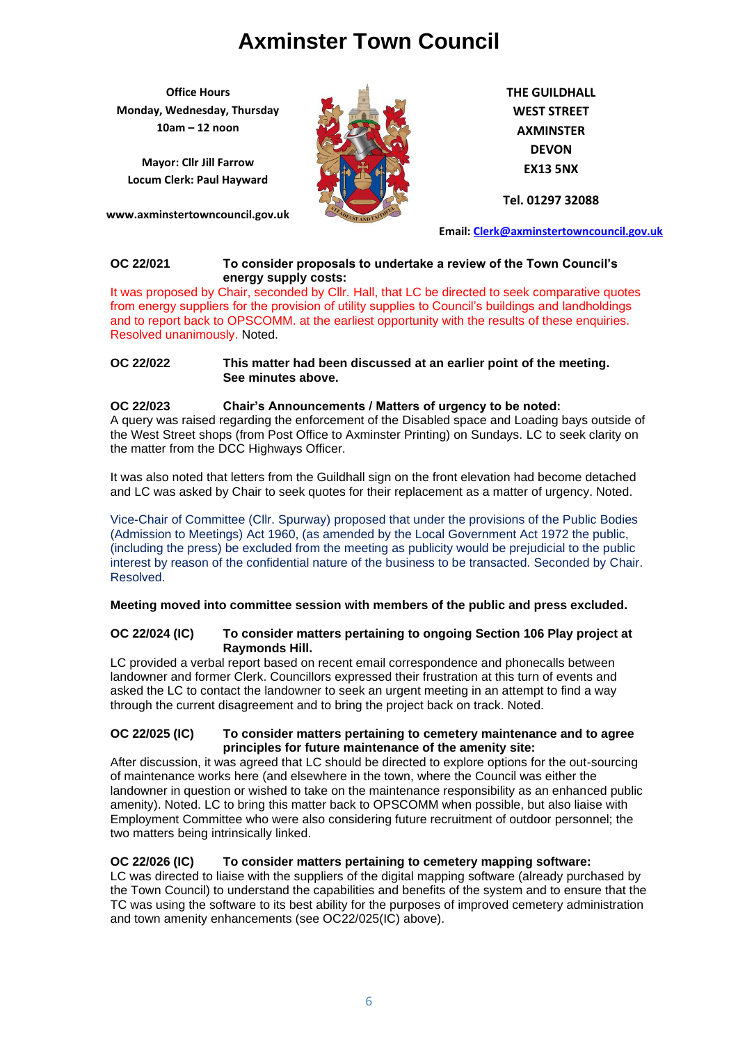# Axminster Town Council

**Office Hours**
**Monday, Wednesday, Thursday**
**10am – 12 noon**

**Mayor: Cllr Jill Farrow**
**Locum Clerk: Paul Hayward**

**www.axminstertowncouncil.gov.uk**

**THE GUILDHALL**
**WEST STREET**
**AXMINSTER**
**DEVON**
**EX13 5NX**

**Tel. 01297 32088**

**Email: Clerk@axminstertowncouncil.gov.uk**

**OC 22/021 To consider proposals to undertake a review of the Town Council's energy supply costs:**

It was proposed by Chair, seconded by Cllr. Hall, that LC be directed to seek comparative quotes from energy suppliers for the provision of utility supplies to Council's buildings and landholdings and to report back to OPSCOMM. at the earliest opportunity with the results of these enquiries. Resolved unanimously. Noted.

**OC 22/022 This matter had been discussed at an earlier point of the meeting. See minutes above.**

**OC 22/023 Chair's Announcements / Matters of urgency to be noted:**

A query was raised regarding the enforcement of the Disabled space and Loading bays outside of the West Street shops (from Post Office to Axminster Printing) on Sundays. LC to seek clarity on the matter from the DCC Highways Officer.

It was also noted that letters from the Guildhall sign on the front elevation had become detached and LC was asked by Chair to seek quotes for their replacement as a matter of urgency. Noted.

Vice-Chair of Committee (Cllr. Spurway) proposed that under the provisions of the Public Bodies (Admission to Meetings) Act 1960, (as amended by the Local Government Act 1972 the public, (including the press) be excluded from the meeting as publicity would be prejudicial to the public interest by reason of the confidential nature of the business to be transacted. Seconded by Chair. Resolved.

**Meeting moved into committee session with members of the public and press excluded.**

**OC 22/024 (IC) To consider matters pertaining to ongoing Section 106 Play project at Raymonds Hill.**

LC provided a verbal report based on recent email correspondence and phonecalls between landowner and former Clerk. Councillors expressed their frustration at this turn of events and asked the LC to contact the landowner to seek an urgent meeting in an attempt to find a way through the current disagreement and to bring the project back on track. Noted.

**OC 22/025 (IC) To consider matters pertaining to cemetery maintenance and to agree principles for future maintenance of the amenity site:**

After discussion, it was agreed that LC should be directed to explore options for the out-sourcing of maintenance works here (and elsewhere in the town, where the Council was either the landowner in question or wished to take on the maintenance responsibility as an enhanced public amenity). Noted. LC to bring this matter back to OPSCOMM when possible, but also liaise with Employment Committee who were also considering future recruitment of outdoor personnel; the two matters being intrinsically linked.

**OC 22/026 (IC) To consider matters pertaining to cemetery mapping software:**

LC was directed to liaise with the suppliers of the digital mapping software (already purchased by the Town Council) to understand the capabilities and benefits of the system and to ensure that the TC was using the software to its best ability for the purposes of improved cemetery administration and town amenity enhancements (see OC22/025(IC) above).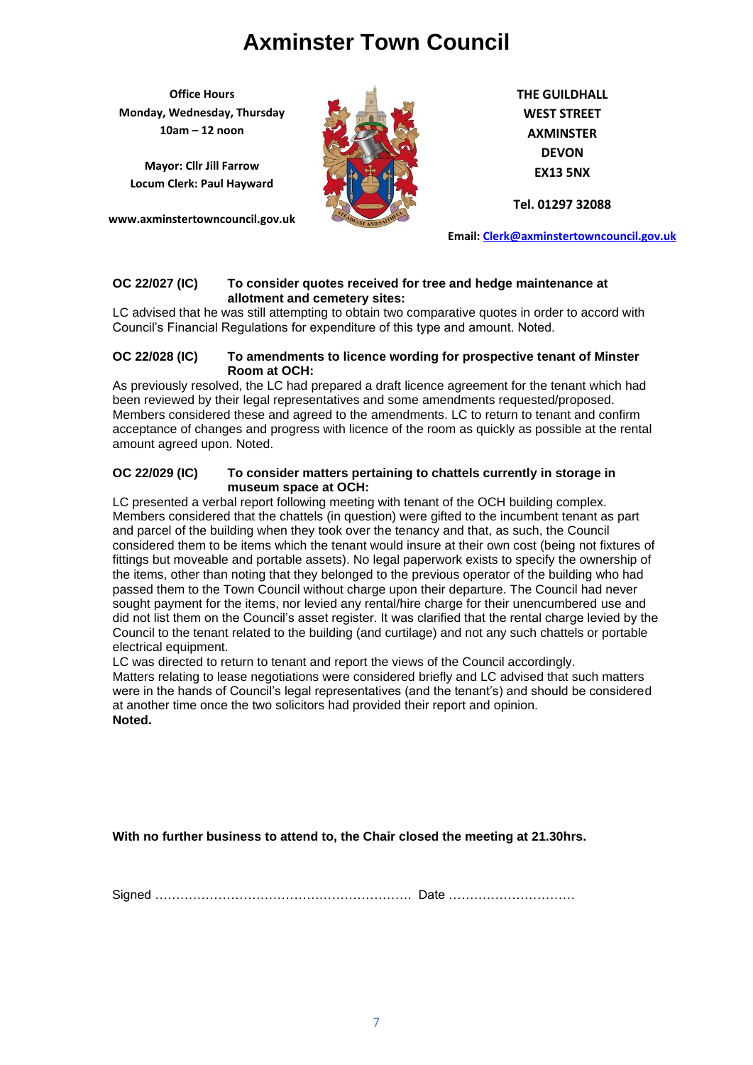# Axminster Town Council

**Office Hours**
**Monday, Wednesday, Thursday**
**10am – 12 noon**

**Mayor: Cllr Jill Farrow**
**Locum Clerk: Paul Hayward**

**www.axminstertowncouncil.gov.uk**

**THE GUILDHALL**
**WEST STREET**
**AXMINSTER**
**DEVON**
**EX13 5NX**

**Tel. 01297 32088**

**Email: Clerk@axminstertowncouncil.gov.uk**

**OC 22/027 (IC) To consider quotes received for tree and hedge maintenance at allotment and cemetery sites:**

LC advised that he was still attempting to obtain two comparative quotes in order to accord with Council's Financial Regulations for expenditure of this type and amount. Noted.

**OC 22/028 (IC) To amendments to licence wording for prospective tenant of Minster Room at OCH:**

As previously resolved, the LC had prepared a draft licence agreement for the tenant which had been reviewed by their legal representatives and some amendments requested/proposed. Members considered these and agreed to the amendments. LC to return to tenant and confirm acceptance of changes and progress with licence of the room as quickly as possible at the rental amount agreed upon. Noted.

**OC 22/029 (IC) To consider matters pertaining to chattels currently in storage in museum space at OCH:**

LC presented a verbal report following meeting with tenant of the OCH building complex. Members considered that the chattels (in question) were gifted to the incumbent tenant as part and parcel of the building when they took over the tenancy and that, as such, the Council considered them to be items which the tenant would insure at their own cost (being not fixtures of fittings but moveable and portable assets). No legal paperwork exists to specify the ownership of the items, other than noting that they belonged to the previous operator of the building who had passed them to the Town Council without charge upon their departure. The Council had never sought payment for the items, nor levied any rental/hire charge for their unencumbered use and did not list them on the Council's asset register. It was clarified that the rental charge levied by the Council to the tenant related to the building (and curtilage) and not any such chattels or portable electrical equipment.
LC was directed to return to tenant and report the views of the Council accordingly.
Matters relating to lease negotiations were considered briefly and LC advised that such matters were in the hands of Council's legal representatives (and the tenant's) and should be considered at another time once the two solicitors had provided their report and opinion.
**Noted.**

**With no further business to attend to, the Chair closed the meeting at 21.30hrs.**

Signed …………………………………………………… Date …………………………